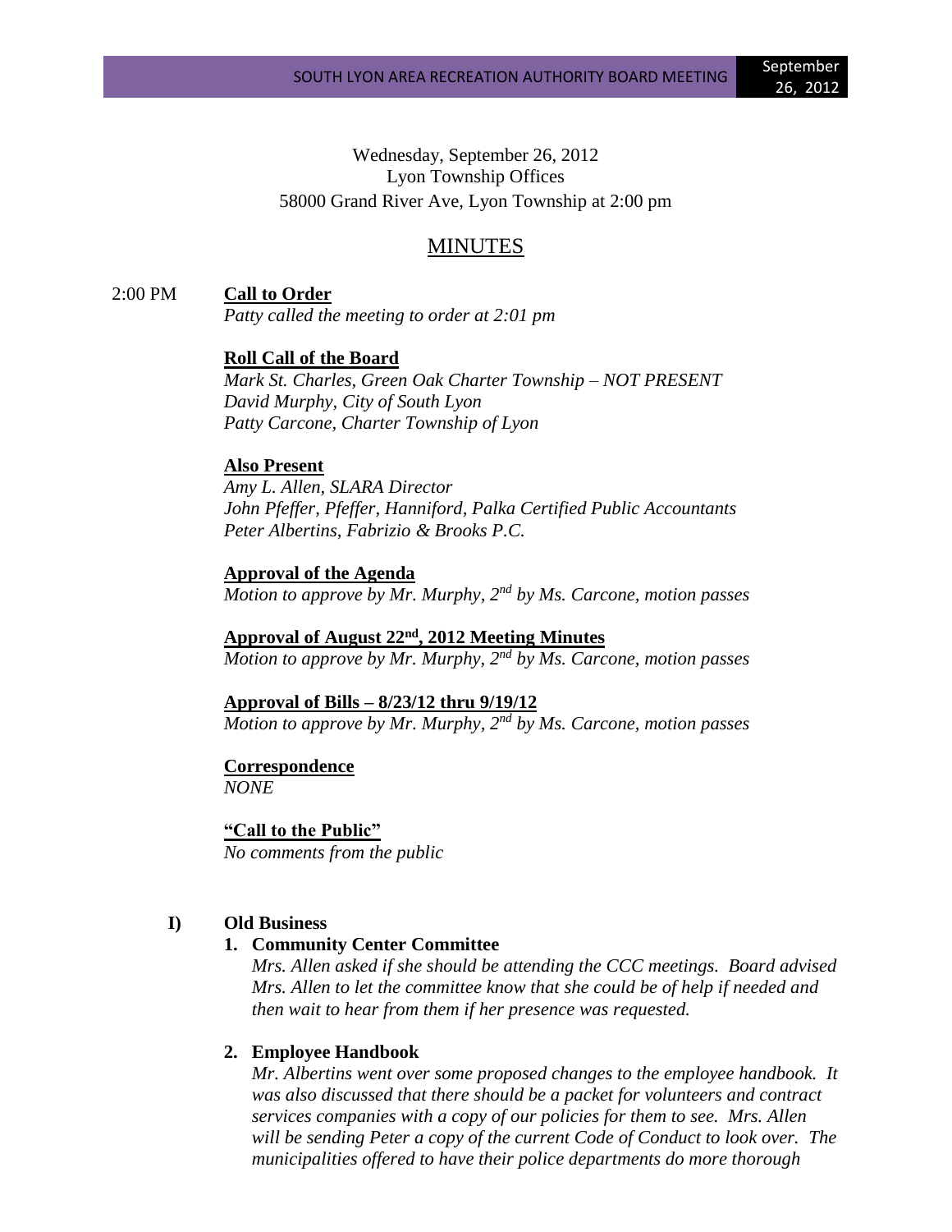Wednesday, September 26, 2012
Lyon Township Offices
58000 Grand River Ave, Lyon Township at 2:00 pm

# MINUTES

2:00 PM **Call to Order**

*Patty called the meeting to order at 2:01 pm*

**Roll Call of the Board**

*Mark St. Charles, Green Oak Charter Township – NOT PRESENT*
*David Murphy, City of South Lyon*
*Patty Carcone, Charter Township of Lyon*

**Also Present**

*Amy L. Allen, SLARA Director*
*John Pfeffer, Pfeffer, Hanniford, Palka Certified Public Accountants*
*Peter Albertins, Fabrizio & Brooks P.C.*

**Approval of the Agenda**

*Motion to approve by Mr. Murphy, 2nd by Ms. Carcone, motion passes*

**Approval of August 22nd, 2012 Meeting Minutes**

*Motion to approve by Mr. Murphy, 2nd by Ms. Carcone, motion passes*

**Approval of Bills – 8/23/12 thru 9/19/12**

*Motion to approve by Mr. Murphy, 2nd by Ms. Carcone, motion passes*

**Correspondence**

*NONE*

**"Call to the Public"**

*No comments from the public*

## I) Old Business

**1. Community Center Committee**

*Mrs. Allen asked if she should be attending the CCC meetings. Board advised Mrs. Allen to let the committee know that she could be of help if needed and then wait to hear from them if her presence was requested.*

**2. Employee Handbook**

*Mr. Albertins went over some proposed changes to the employee handbook. It was also discussed that there should be a packet for volunteers and contract services companies with a copy of our policies for them to see. Mrs. Allen will be sending Peter a copy of the current Code of Conduct to look over. The municipalities offered to have their police departments do more thorough*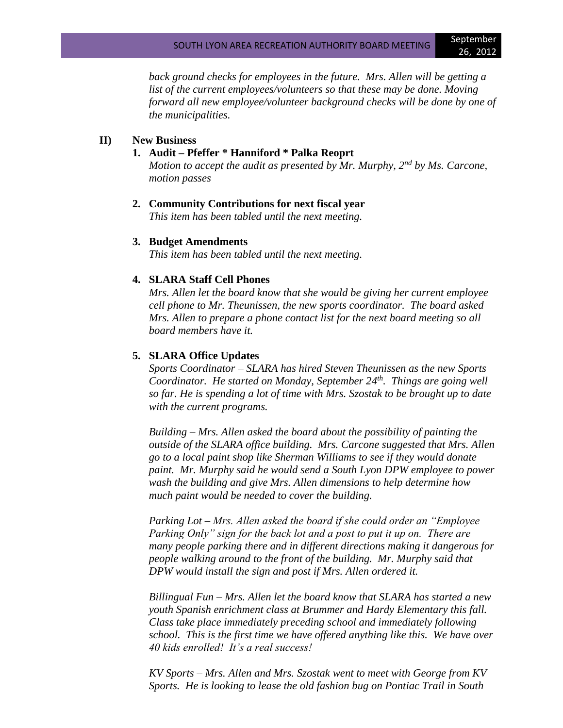*back ground checks for employees in the future. Mrs. Allen will be getting a list of the current employees/volunteers so that these may be done. Moving forward all new employee/volunteer background checks will be done by one of the municipalities.*

## II) New Business

### 1. Audit – Pfeffer * Hanniford * Palka Reoprt

*Motion to accept the audit as presented by Mr. Murphy, 2nd by Ms. Carcone, motion passes*

### 2. Community Contributions for next fiscal year

*This item has been tabled until the next meeting.*

### 3. Budget Amendments

*This item has been tabled until the next meeting.*

### 4. SLARA Staff Cell Phones

*Mrs. Allen let the board know that she would be giving her current employee cell phone to Mr. Theunissen, the new sports coordinator. The board asked Mrs. Allen to prepare a phone contact list for the next board meeting so all board members have it.*

### 5. SLARA Office Updates

*Sports Coordinator – SLARA has hired Steven Theunissen as the new Sports Coordinator. He started on Monday, September 24th. Things are going well so far. He is spending a lot of time with Mrs. Szostak to be brought up to date with the current programs.*

*Building – Mrs. Allen asked the board about the possibility of painting the outside of the SLARA office building. Mrs. Carcone suggested that Mrs. Allen go to a local paint shop like Sherman Williams to see if they would donate paint. Mr. Murphy said he would send a South Lyon DPW employee to power wash the building and give Mrs. Allen dimensions to help determine how much paint would be needed to cover the building.*

*Parking Lot – Mrs. Allen asked the board if she could order an "Employee Parking Only" sign for the back lot and a post to put it up on. There are many people parking there and in different directions making it dangerous for people walking around to the front of the building. Mr. Murphy said that DPW would install the sign and post if Mrs. Allen ordered it.*

*Billingual Fun – Mrs. Allen let the board know that SLARA has started a new youth Spanish enrichment class at Brummer and Hardy Elementary this fall. Class take place immediately preceding school and immediately following school. This is the first time we have offered anything like this. We have over 40 kids enrolled! It's a real success!*

*KV Sports – Mrs. Allen and Mrs. Szostak went to meet with George from KV Sports. He is looking to lease the old fashion bug on Pontiac Trail in South*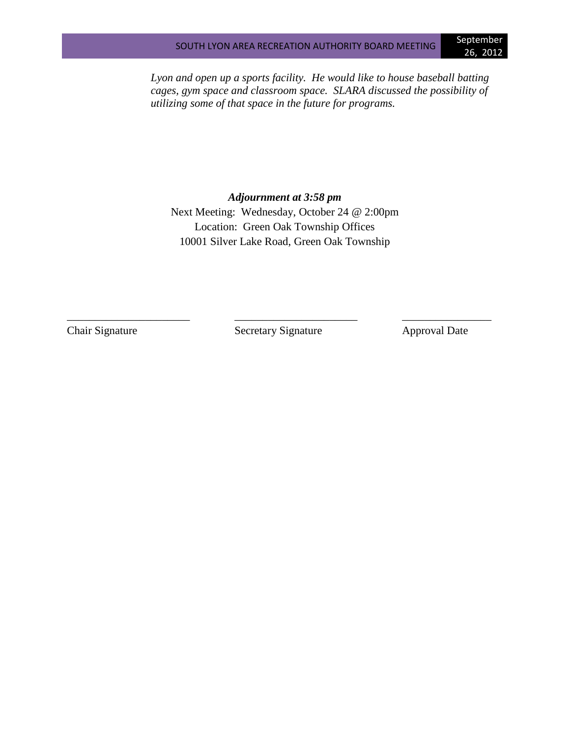*Lyon and open up a sports facility. He would like to house baseball batting cages, gym space and classroom space. SLARA discussed the possibility of utilizing some of that space in the future for programs.*

***Adjournment at 3:58 pm***

Next Meeting: Wednesday, October 24 @ 2:00pm
Location: Green Oak Township Offices
10001 Silver Lake Road, Green Oak Township

______________________ ______________________ ________________

Chair Signature Secretary Signature Approval Date